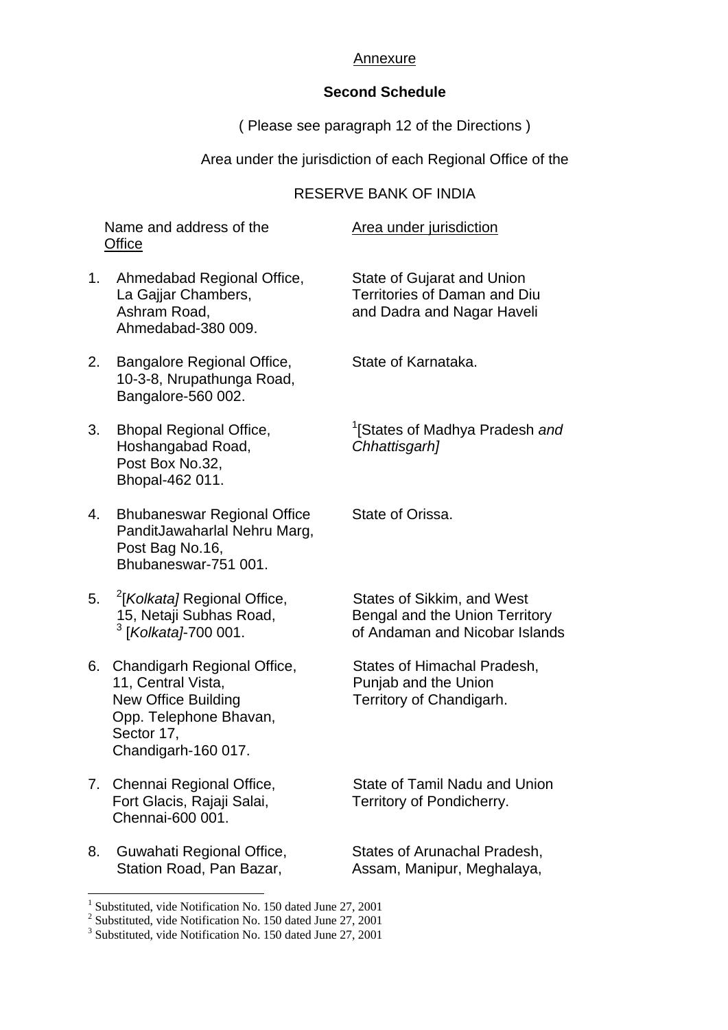Annexure

## Second Schedule

( Please see paragraph 12 of the Directions )

Area under the jurisdiction of each Regional Office of the

RESERVE BANK OF INDIA

| | Name and address of the Office | Area under jurisdiction |
|---|---|---|
| 1. | Ahmedabad Regional Office, La Gajjar Chambers, Ashram Road, Ahmedabad-380 009. | State of Gujarat and Union Territories of Daman and Diu and Dadra and Nagar Haveli |
| 2. | Bangalore Regional Office, 10-3-8, Nrupathunga Road, Bangalore-560 002. | State of Karnataka. |
| 3. | Bhopal Regional Office, Hoshangabad Road, Post Box No.32, Bhopal-462 011. | [1][States of Madhya Pradesh *and Chhattisgarh]* |
| 4. | Bhubaneswar Regional Office PanditJawaharlal Nehru Marg, Post Bag No.16, Bhubaneswar-751 001. | State of Orissa. |
| 5. | [2][*Kolkata]* Regional Office, 15, Netaji Subhas Road, [3] [*Kolkata]*-700 001. | States of Sikkim, and West Bengal and the Union Territory of Andaman and Nicobar Islands |
| 6. | Chandigarh Regional Office, 11, Central Vista, New Office Building Opp. Telephone Bhavan, Sector 17, Chandigarh-160 017. | States of Himachal Pradesh, Punjab and the Union Territory of Chandigarh. |
| 7. | Chennai Regional Office, Fort Glacis, Rajaji Salai, Chennai-600 001. | State of Tamil Nadu and Union Territory of Pondicherry. |
| 8. | Guwahati Regional Office, Station Road, Pan Bazar, | States of Arunachal Pradesh, Assam, Manipur, Meghalaya, |

[1] Substituted, vide Notification No. 150 dated June 27, 2001

[2] Substituted, vide Notification No. 150 dated June 27, 2001

[3] Substituted, vide Notification No. 150 dated June 27, 2001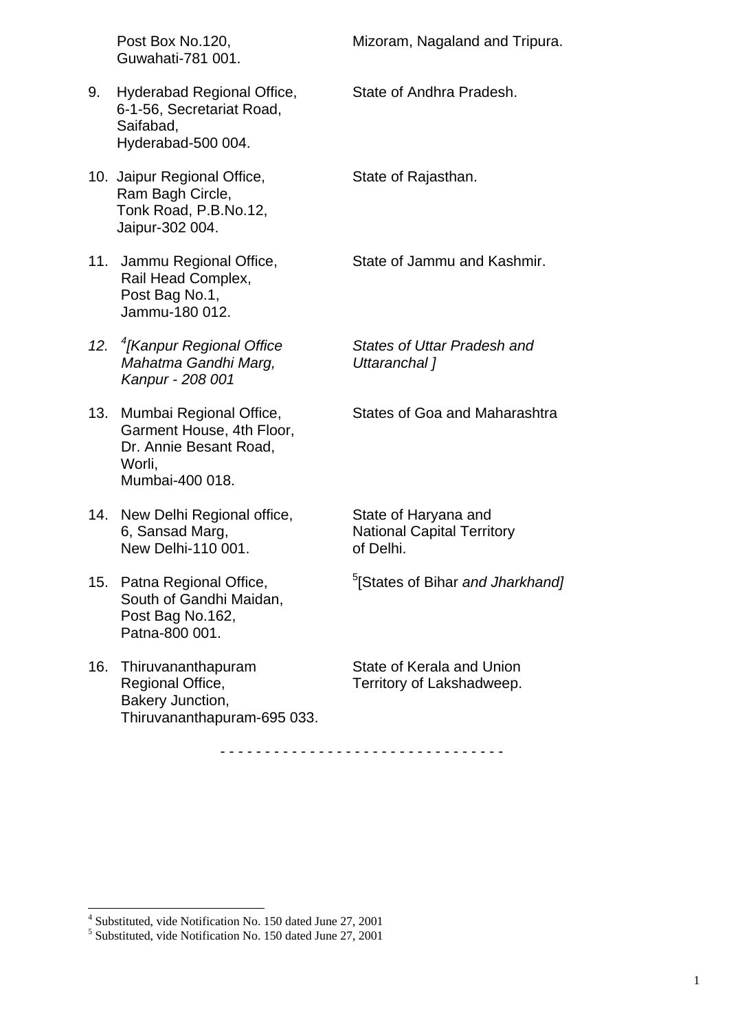| | |
|---|---|
| Post Box No.120, Guwahati-781 001. | Mizoram, Nagaland and Tripura. |
| 9. Hyderabad Regional Office, 6-1-56, Secretariat Road, Saifabad, Hyderabad-500 004. | State of Andhra Pradesh. |
| 10. Jaipur Regional Office, Ram Bagh Circle, Tonk Road, P.B.No.12, Jaipur-302 004. | State of Rajasthan. |
| 11. Jammu Regional Office, Rail Head Complex, Post Bag No.1, Jammu-180 012. | State of Jammu and Kashmir. |
| *12. [4][Kanpur Regional Office Mahatma Gandhi Marg, Kanpur - 208 001* | *States of Uttar Pradesh and Uttaranchal ]* |
| 13. Mumbai Regional Office, Garment House, 4th Floor, Dr. Annie Besant Road, Worli, Mumbai-400 018. | States of Goa and Maharashtra |
| 14. New Delhi Regional office, 6, Sansad Marg, New Delhi-110 001. | State of Haryana and National Capital Territory of Delhi. |
| 15. Patna Regional Office, South of Gandhi Maidan, Post Bag No.162, Patna-800 001. | [5][States of Bihar *and Jharkhand]* |
| 16. Thiruvananthapuram Regional Office, Bakery Junction, Thiruvananthapuram-695 033. | State of Kerala and Union Territory of Lakshadweep. |

- - - - - - - - - - - - - - - - - - - - - - - - - - - - - -

---

[4] Substituted, vide Notification No. 150 dated June 27, 2001

[5] Substituted, vide Notification No. 150 dated June 27, 2001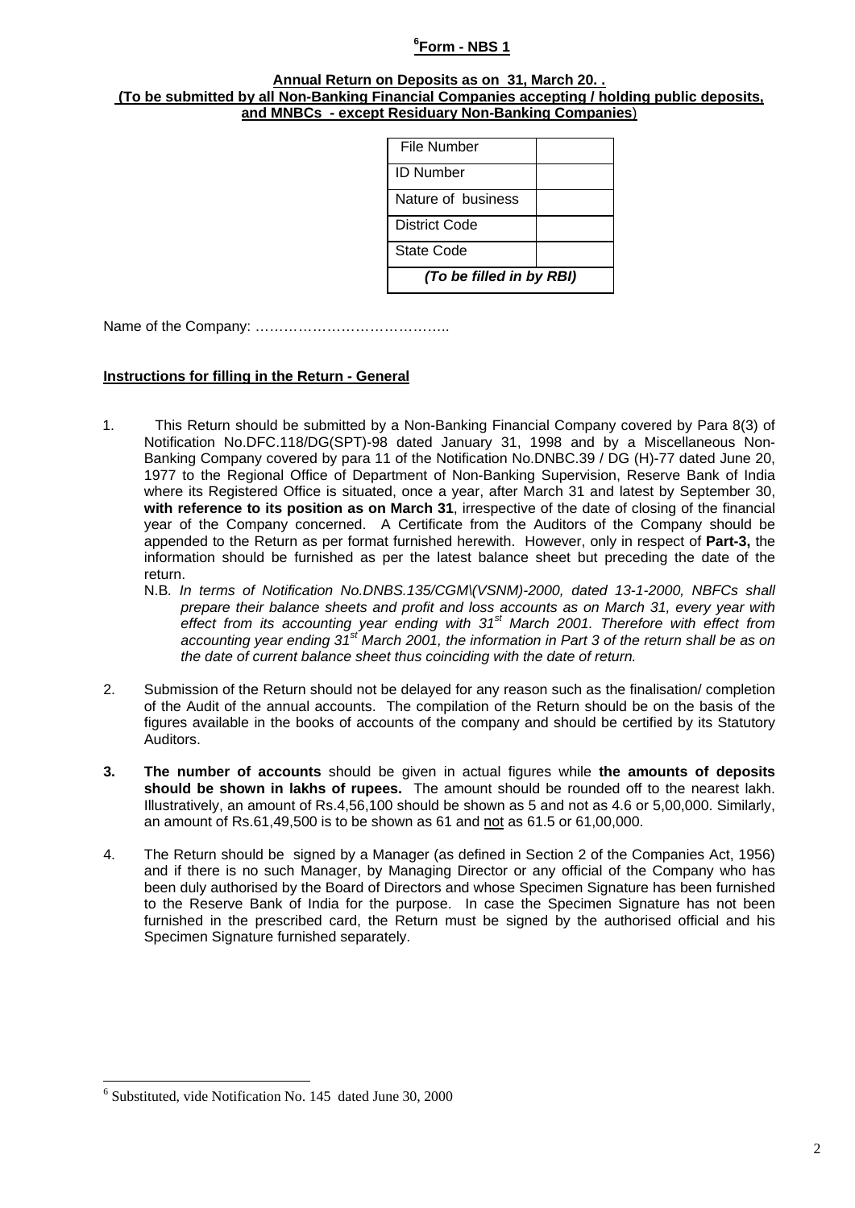# [6]Form - NBS 1

**Annual Return on Deposits as on 31, March 20. .**
**(To be submitted by all Non-Banking Financial Companies accepting / holding public deposits, and MNBCs - except Residuary Non-Banking Companies)**

| File Number | |
|---|---|
| ID Number | |
| Nature of business | |
| District Code | |
| State Code | |
| *(To be filled in by RBI)* | |

Name of the Company: …………………………………..

**Instructions for filling in the Return - General**

1. This Return should be submitted by a Non-Banking Financial Company covered by Para 8(3) of Notification No.DFC.118/DG(SPT)-98 dated January 31, 1998 and by a Miscellaneous Non-Banking Company covered by para 11 of the Notification No.DNBC.39 / DG (H)-77 dated June 20, 1977 to the Regional Office of Department of Non-Banking Supervision, Reserve Bank of India where its Registered Office is situated, once a year, after March 31 and latest by September 30, **with reference to its position as on March 31**, irrespective of the date of closing of the financial year of the Company concerned. A Certificate from the Auditors of the Company should be appended to the Return as per format furnished herewith. However, only in respect of **Part-3,** the information should be furnished as per the latest balance sheet but preceding the date of the return.

   N.B. *In terms of Notification No.DNBS.135/CGM\(VSNM)-2000, dated 13-1-2000, NBFCs shall prepare their balance sheets and profit and loss accounts as on March 31, every year with effect from its accounting year ending with 31st March 2001. Therefore with effect from accounting year ending 31st March 2001, the information in Part 3 of the return shall be as on the date of current balance sheet thus coinciding with the date of return.*

2. Submission of the Return should not be delayed for any reason such as the finalisation/ completion of the Audit of the annual accounts. The compilation of the Return should be on the basis of the figures available in the books of accounts of the company and should be certified by its Statutory Auditors.

3. **The number of accounts** should be given in actual figures while **the amounts of deposits should be shown in lakhs of rupees.** The amount should be rounded off to the nearest lakh. Illustratively, an amount of Rs.4,56,100 should be shown as 5 and not as 4.6 or 5,00,000. Similarly, an amount of Rs.61,49,500 is to be shown as 61 and not as 61.5 or 61,00,000.

4. The Return should be signed by a Manager (as defined in Section 2 of the Companies Act, 1956) and if there is no such Manager, by Managing Director or any official of the Company who has been duly authorised by the Board of Directors and whose Specimen Signature has been furnished to the Reserve Bank of India for the purpose. In case the Specimen Signature has not been furnished in the prescribed card, the Return must be signed by the authorised official and his Specimen Signature furnished separately.

---

[6] Substituted, vide Notification No. 145 dated June 30, 2000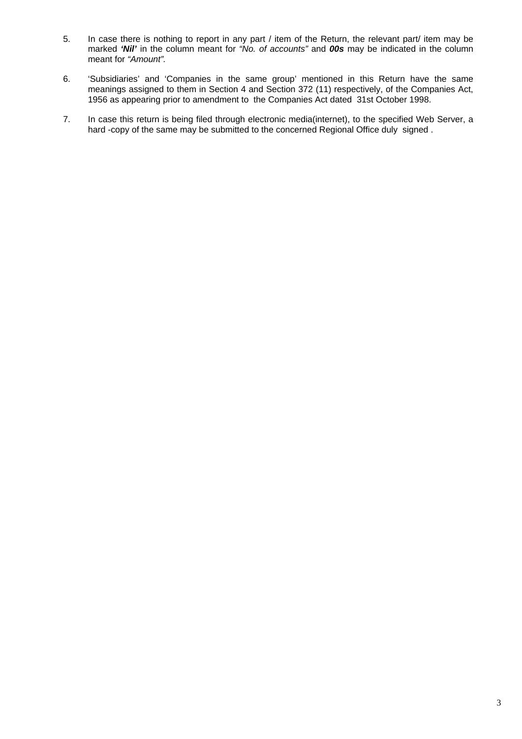5. In case there is nothing to report in any part / item of the Return, the relevant part/ item may be marked ***'Nil'*** in the column meant for *"No. of accounts"* and ***00s*** may be indicated in the column meant for *"Amount".*

6. 'Subsidiaries' and 'Companies in the same group' mentioned in this Return have the same meanings assigned to them in Section 4 and Section 372 (11) respectively, of the Companies Act, 1956 as appearing prior to amendment to the Companies Act dated 31st October 1998.

7. In case this return is being filed through electronic media(internet), to the specified Web Server, a hard -copy of the same may be submitted to the concerned Regional Office duly signed .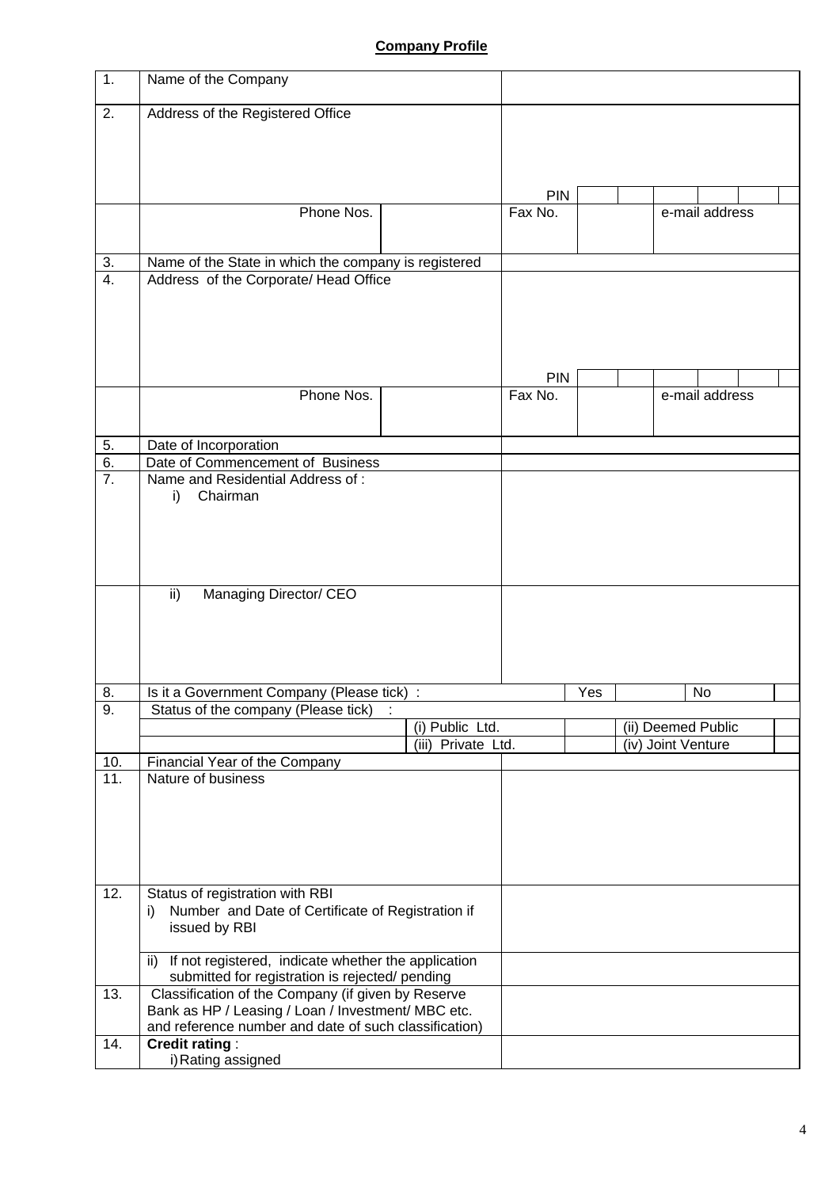**Company Profile**

| | | | | | | | | |
|---|---|---|---|---|---|---|---|---|
| 1. | Name of the Company | | | | | | | |
| 2. | Address of the Registered Office | | PIN | | | | | |
| | Phone Nos. | | Fax No. | | | e-mail address | | |
| 3. | Name of the State in which the company is registered | | | | | | | |
| 4. | Address of the Corporate/ Head Office | | PIN | | | | | |
| | Phone Nos. | | Fax No. | | | e-mail address | | |
| 5. | Date of Incorporation | | | | | | | |
| 6. | Date of Commencement of Business | | | | | | | |
| 7. | Name and Residential Address of :<br>i) Chairman | | | | | | | |
| | ii) Managing Director/ CEO | | | | | | | |
| 8. | Is it a Government Company (Please tick) : | | | Yes | | No | | |
| 9. | Status of the company (Please tick) : | | | | | | | |
| | | (i) Public Ltd. | | | | (ii) Deemed Public | | |
| | | (iii) Private Ltd. | | | | (iv) Joint Venture | | |
| 10. | Financial Year of the Company | | | | | | | |
| 11. | Nature of business | | | | | | | |
| 12. | Status of registration with RBI<br>i) Number and Date of Certificate of Registration if issued by RBI | | | | | | | |
| | ii) If not registered, indicate whether the application submitted for registration is rejected/ pending | | | | | | | |
| 13. | Classification of the Company (if given by Reserve Bank as HP / Leasing / Loan / Investment/ MBC etc. and reference number and date of such classification) | | | | | | | |
| 14. | **Credit rating** :<br>i) Rating assigned | | | | | | | |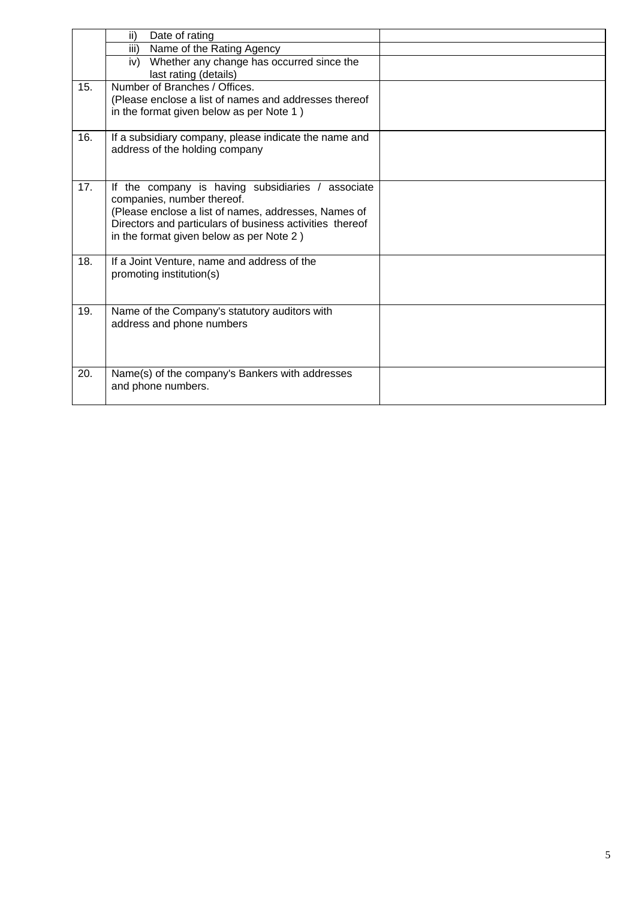|  |  |  |
|---|---|---|
|  | ii) Date of rating |  |
|  | iii) Name of the Rating Agency |  |
|  | iv) Whether any change has occurred since the last rating (details) |  |
| 15. | Number of Branches / Offices.<br>(Please enclose a list of names and addresses thereof in the format given below as per Note 1 ) |  |
| 16. | If a subsidiary company, please indicate the name and address of the holding company |  |
| 17. | If the company is having subsidiaries / associate companies, number thereof.<br>(Please enclose a list of names, addresses, Names of Directors and particulars of business activities thereof in the format given below as per Note 2 ) |  |
| 18. | If a Joint Venture, name and address of the promoting institution(s) |  |
| 19. | Name of the Company's statutory auditors with address and phone numbers |  |
| 20. | Name(s) of the company's Bankers with addresses and phone numbers. |  |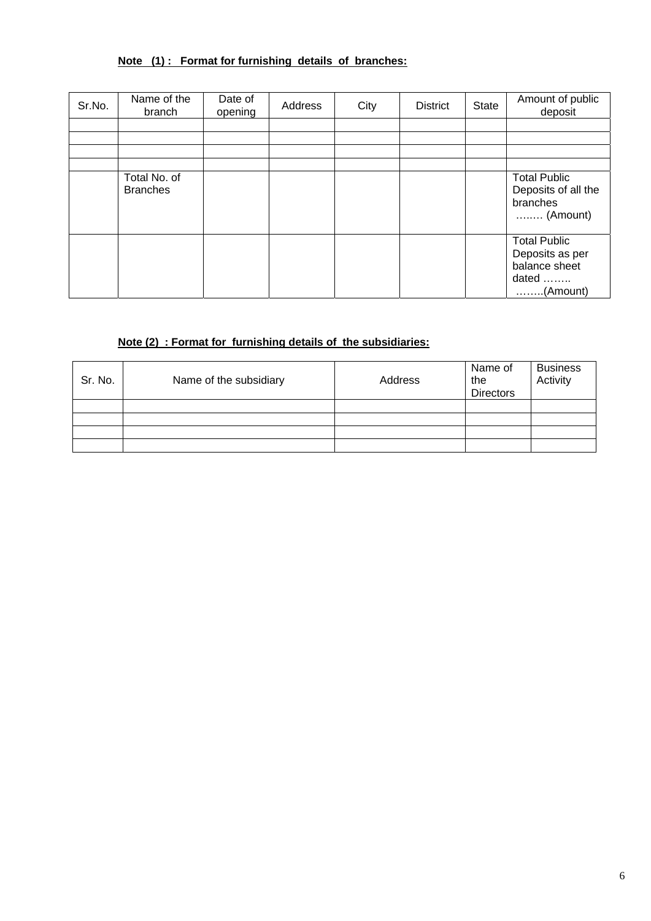**Note (1) : Format for furnishing details of branches:**

| Sr.No. | Name of the branch | Date of opening | Address | City | District | State | Amount of public deposit |
|---|---|---|---|---|---|---|---|
| | | | | | | | |
| | | | | | | | |
| | | | | | | | |
| | | | | | | | |
| | Total No. of Branches | | | | | | Total Public Deposits of all the branches ….…. (Amount) |
| | | | | | | | Total Public Deposits as per balance sheet dated …….. ……..(Amount) |

**Note (2) : Format for furnishing details of the subsidiaries:**

| Sr. No. | Name of the subsidiary | Address | Name of the Directors | Business Activity |
|---|---|---|---|---|
| | | | | |
| | | | | |
| | | | | |
| | | | | |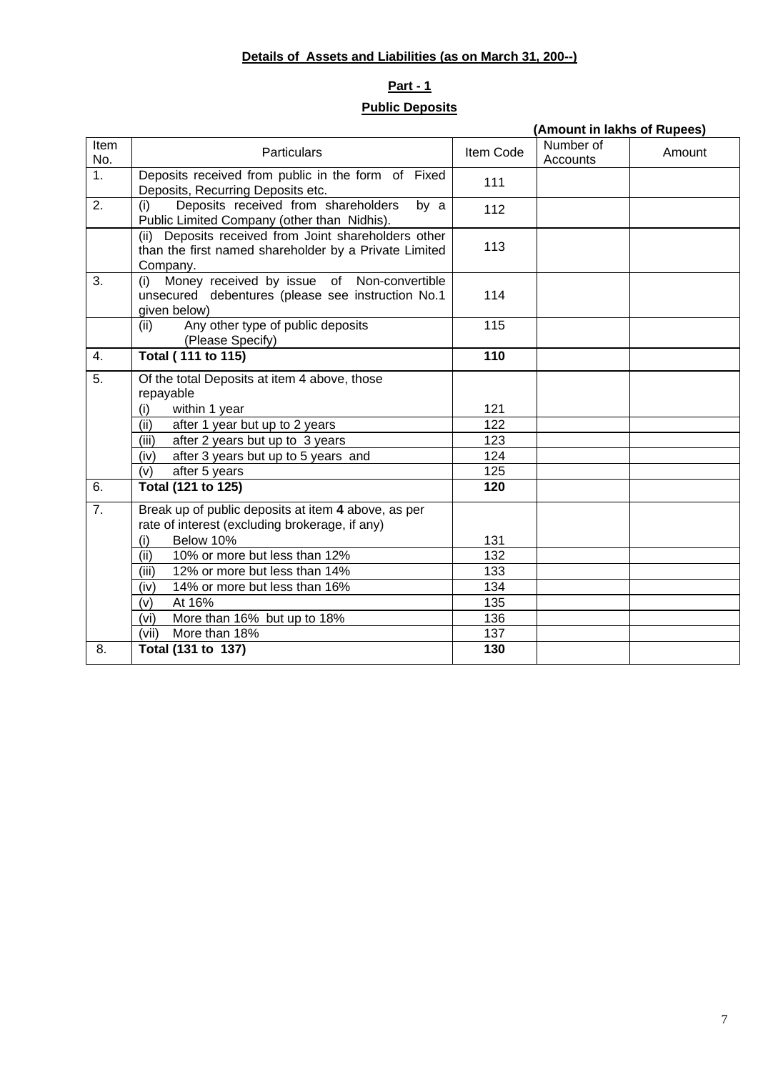**Details of Assets and Liabilities (as on March 31, 200--)**

**Part - 1**

**Public Deposits**

**(Amount in lakhs of Rupees)**

| Item No. | Particulars | Item Code | Number of Accounts | Amount |
|---|---|---|---|---|
| 1. | Deposits received from public in the form of Fixed Deposits, Recurring Deposits etc. | 111 | | |
| 2. | (i) Deposits received from shareholders by a Public Limited Company (other than Nidhis). | 112 | | |
| | (ii) Deposits received from Joint shareholders other than the first named shareholder by a Private Limited Company. | 113 | | |
| 3. | (i) Money received by issue of Non-convertible unsecured debentures (please see instruction No.1 given below) | 114 | | |
| | (ii) Any other type of public deposits (Please Specify) | 115 | | |
| 4. | **Total ( 111 to 115)** | **110** | | |
| 5. | Of the total Deposits at item 4 above, those repayable | | | |
| | (i) within 1 year | 121 | | |
| | (ii) after 1 year but up to 2 years | 122 | | |
| | (iii) after 2 years but up to 3 years | 123 | | |
| | (iv) after 3 years but up to 5 years and | 124 | | |
| | (v) after 5 years | 125 | | |
| 6. | **Total (121 to 125)** | **120** | | |
| 7. | Break up of public deposits at item **4** above, as per rate of interest (excluding brokerage, if any) | | | |
| | (i) Below 10% | 131 | | |
| | (ii) 10% or more but less than 12% | 132 | | |
| | (iii) 12% or more but less than 14% | 133 | | |
| | (iv) 14% or more but less than 16% | 134 | | |
| | (v) At 16% | 135 | | |
| | (vi) More than 16% but up to 18% | 136 | | |
| | (vii) More than 18% | 137 | | |
| 8. | **Total (131 to 137)** | **130** | | |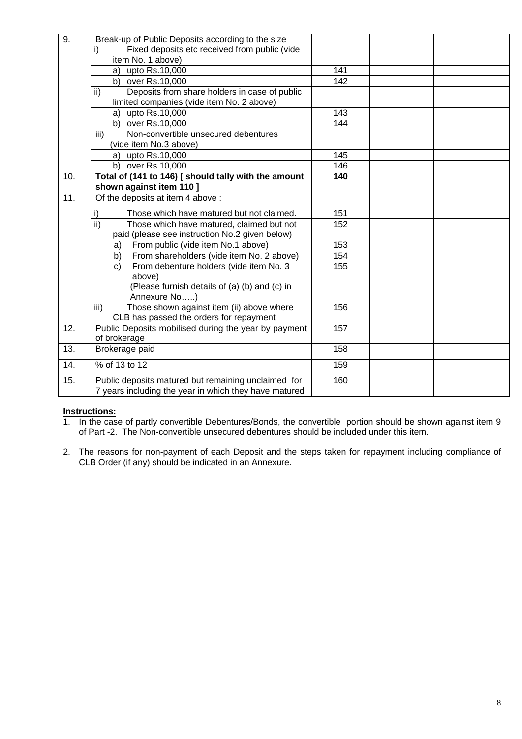| | | | | |
|---|---|---|---|---|
| 9. | Break-up of Public Deposits according to the size<br>i) Fixed deposits etc received from public (vide item No. 1 above) | | | |
| | a) upto Rs.10,000 | 141 | | |
| | b) over Rs.10,000 | 142 | | |
| | ii) Deposits from share holders in case of public limited companies (vide item No. 2 above) | | | |
| | a) upto Rs.10,000 | 143 | | |
| | b) over Rs.10,000 | 144 | | |
| | iii) Non-convertible unsecured debentures (vide item No.3 above) | | | |
| | a) upto Rs.10,000 | 145 | | |
| | b) over Rs.10,000 | 146 | | |
| 10. | **Total of (141 to 146) [ should tally with the amount shown against item 110 ]** | **140** | | |
| 11. | Of the deposits at item 4 above :<br>i) Those which have matured but not claimed. | 151 | | |
| | ii) Those which have matured, claimed but not paid (please see instruction No.2 given below)<br>a) From public (vide item No.1 above) | 152<br>153 | | |
| | b) From shareholders (vide item No. 2 above) | 154 | | |
| | c) From debenture holders (vide item No. 3 above)<br>(Please furnish details of (a) (b) and (c) in Annexure No…..) | 155 | | |
| | iii) Those shown against item (ii) above where CLB has passed the orders for repayment | 156 | | |
| 12. | Public Deposits mobilised during the year by payment of brokerage | 157 | | |
| 13. | Brokerage paid | 158 | | |
| 14. | % of 13 to 12 | 159 | | |
| 15. | Public deposits matured but remaining unclaimed for 7 years including the year in which they have matured | 160 | | |

**Instructions:**

1. In the case of partly convertible Debentures/Bonds, the convertible portion should be shown against item 9 of Part -2. The Non-convertible unsecured debentures should be included under this item.

2. The reasons for non-payment of each Deposit and the steps taken for repayment including compliance of CLB Order (if any) should be indicated in an Annexure.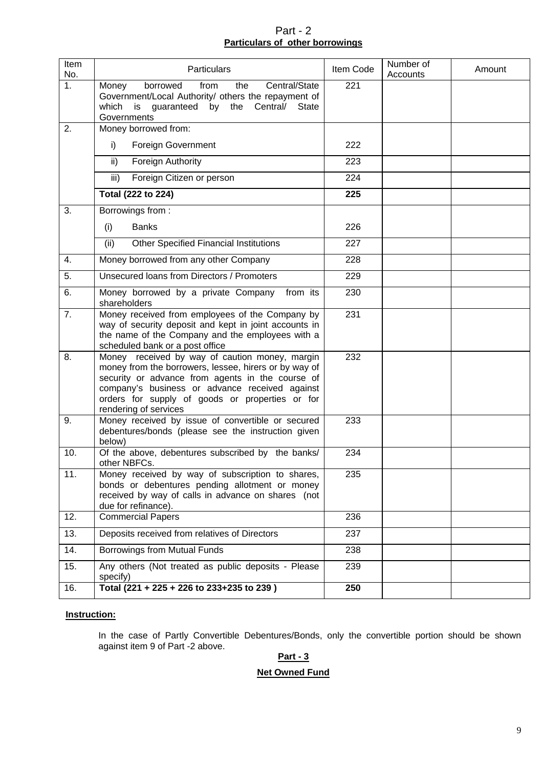## Part - 2

**Particulars of other borrowings**

| Item No. | Particulars | Item Code | Number of Accounts | Amount |
|---|---|---|---|---|
| 1. | Money borrowed from the Central/State Government/Local Authority/ others the repayment of which is guaranteed by the Central/ State Governments | 221 | | |
| 2. | Money borrowed from: | | | |
| | i) Foreign Government | 222 | | |
| | ii) Foreign Authority | 223 | | |
| | iii) Foreign Citizen or person | 224 | | |
| | **Total (222 to 224)** | **225** | | |
| 3. | Borrowings from : | | | |
| | (i) Banks | 226 | | |
| | (ii) Other Specified Financial Institutions | 227 | | |
| 4. | Money borrowed from any other Company | 228 | | |
| 5. | Unsecured loans from Directors / Promoters | 229 | | |
| 6. | Money borrowed by a private Company from its shareholders | 230 | | |
| 7. | Money received from employees of the Company by way of security deposit and kept in joint accounts in the name of the Company and the employees with a scheduled bank or a post office | 231 | | |
| 8. | Money received by way of caution money, margin money from the borrowers, lessee, hirers or by way of security or advance from agents in the course of company's business or advance received against orders for supply of goods or properties or for rendering of services | 232 | | |
| 9. | Money received by issue of convertible or secured debentures/bonds (please see the instruction given below) | 233 | | |
| 10. | Of the above, debentures subscribed by the banks/ other NBFCs. | 234 | | |
| 11. | Money received by way of subscription to shares, bonds or debentures pending allotment or money received by way of calls in advance on shares (not due for refinance). | 235 | | |
| 12. | Commercial Papers | 236 | | |
| 13. | Deposits received from relatives of Directors | 237 | | |
| 14. | Borrowings from Mutual Funds | 238 | | |
| 15. | Any others (Not treated as public deposits - Please specify) | 239 | | |
| 16. | **Total (221 + 225 + 226 to 233+235 to 239 )** | **250** | | |

**Instruction:**

In the case of Partly Convertible Debentures/Bonds, only the convertible portion should be shown against item 9 of Part -2 above.

## Part - 3

**Net Owned Fund**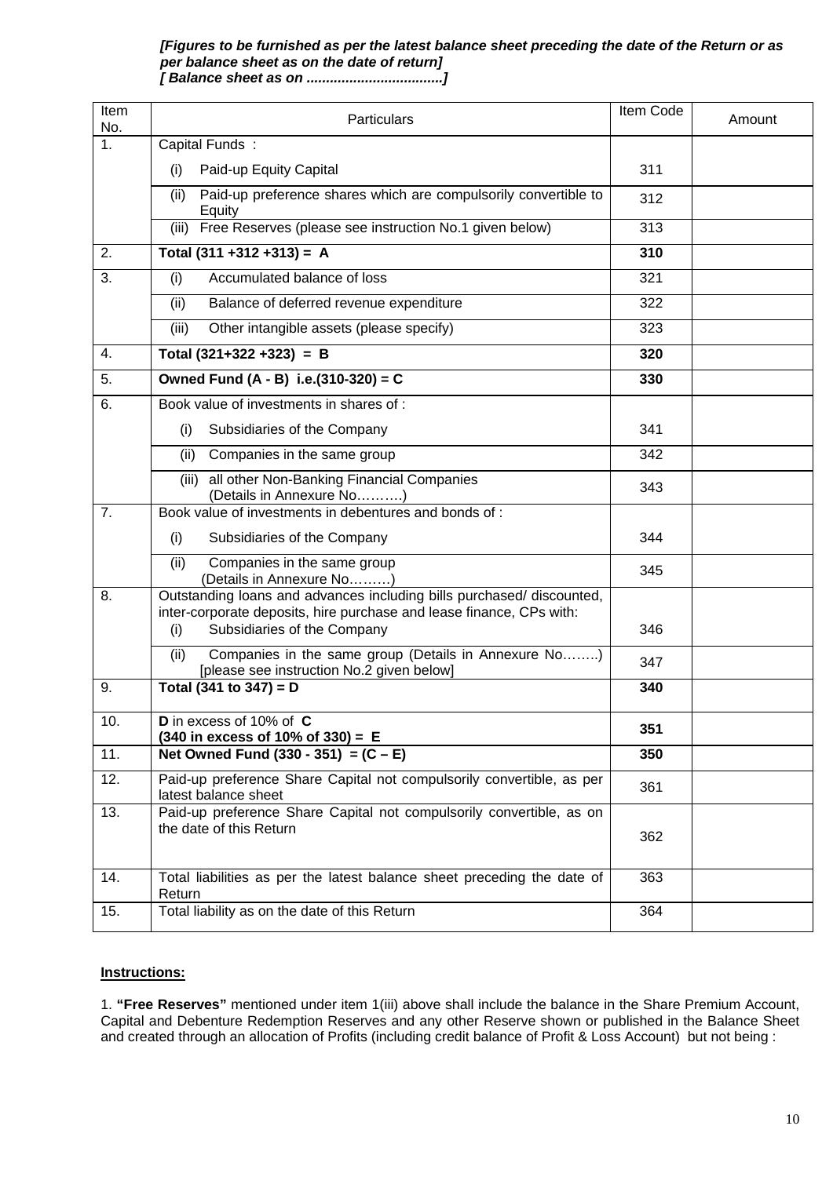***[Figures to be furnished as per the latest balance sheet preceding the date of the Return or as per balance sheet as on the date of return]***
***[ Balance sheet as on ..................................]***

| Item No. | Particulars | Item Code | Amount |
|---|---|---|---|
| 1. | Capital Funds : | | |
| | (i) Paid-up Equity Capital | 311 | |
| | (ii) Paid-up preference shares which are compulsorily convertible to Equity | 312 | |
| | (iii) Free Reserves (please see instruction No.1 given below) | 313 | |
| 2. | **Total (311 +312 +313) = A** | **310** | |
| 3. | (i) Accumulated balance of loss | 321 | |
| | (ii) Balance of deferred revenue expenditure | 322 | |
| | (iii) Other intangible assets (please specify) | 323 | |
| 4. | **Total (321+322 +323) = B** | **320** | |
| 5. | **Owned Fund (A - B) i.e.(310-320) = C** | **330** | |
| 6. | Book value of investments in shares of : | | |
| | (i) Subsidiaries of the Company | 341 | |
| | (ii) Companies in the same group | 342 | |
| | (iii) all other Non-Banking Financial Companies (Details in Annexure No……….) | 343 | |
| 7. | Book value of investments in debentures and bonds of : | | |
| | (i) Subsidiaries of the Company | 344 | |
| | (ii) Companies in the same group (Details in Annexure No………) | 345 | |
| 8. | Outstanding loans and advances including bills purchased/ discounted, inter-corporate deposits, hire purchase and lease finance, CPs with: (i) Subsidiaries of the Company | 346 | |
| | (ii) Companies in the same group (Details in Annexure No……..) [please see instruction No.2 given below] | 347 | |
| 9. | **Total (341 to 347) = D** | **340** | |
| 10. | **D** in excess of 10% of **C** **(340 in excess of 10% of 330) = E** | **351** | |
| 11. | **Net Owned Fund (330 - 351) = (C – E)** | **350** | |
| 12. | Paid-up preference Share Capital not compulsorily convertible, as per latest balance sheet | 361 | |
| 13. | Paid-up preference Share Capital not compulsorily convertible, as on the date of this Return | 362 | |
| 14. | Total liabilities as per the latest balance sheet preceding the date of Return | 363 | |
| 15. | Total liability as on the date of this Return | 364 | |

**Instructions:**

1. **"Free Reserves"** mentioned under item 1(iii) above shall include the balance in the Share Premium Account, Capital and Debenture Redemption Reserves and any other Reserve shown or published in the Balance Sheet and created through an allocation of Profits (including credit balance of Profit & Loss Account) but not being :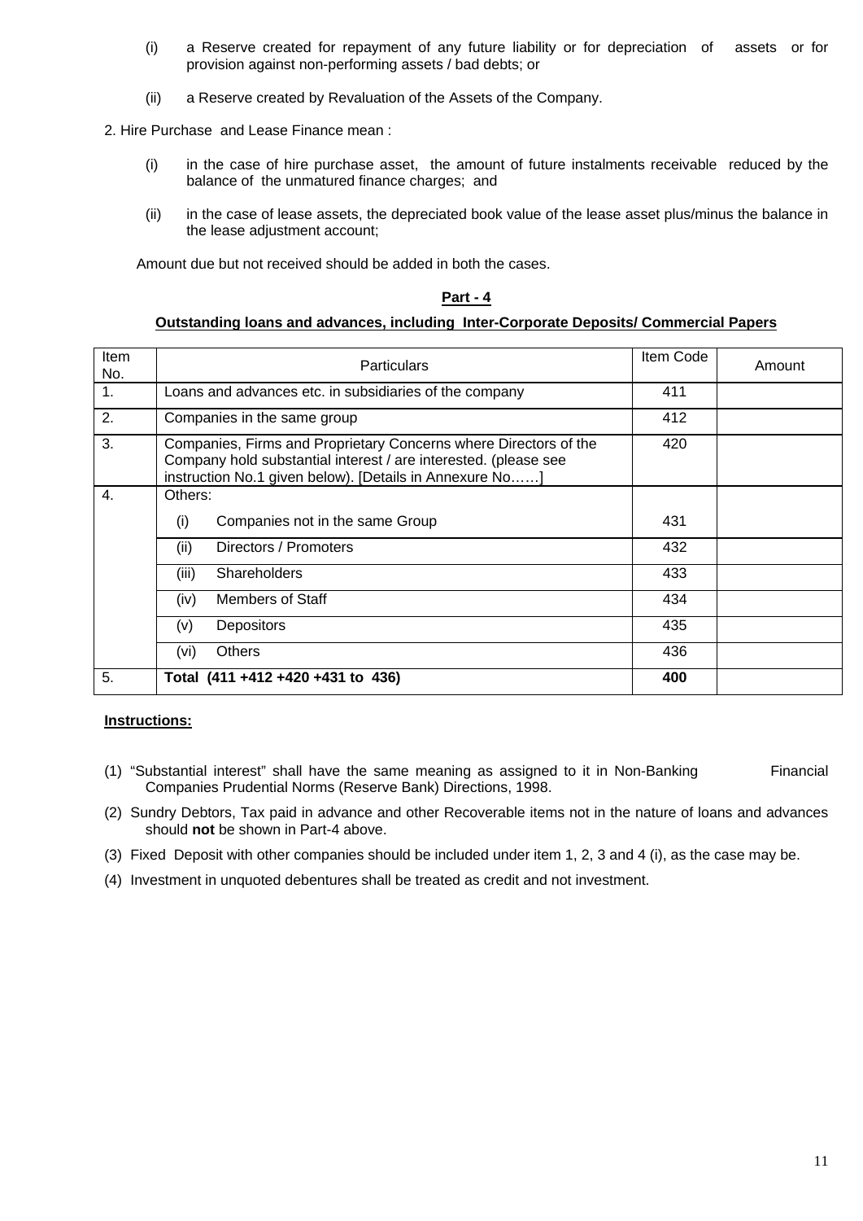(i) a Reserve created for repayment of any future liability or for depreciation of assets or for provision against non-performing assets / bad debts; or

(ii) a Reserve created by Revaluation of the Assets of the Company.

2. Hire Purchase and Lease Finance mean :

(i) in the case of hire purchase asset, the amount of future instalments receivable reduced by the balance of the unmatured finance charges; and

(ii) in the case of lease assets, the depreciated book value of the lease asset plus/minus the balance in the lease adjustment account;

Amount due but not received should be added in both the cases.

## Part - 4

### Outstanding loans and advances, including Inter-Corporate Deposits/ Commercial Papers

| Item No. | Particulars | Item Code | Amount |
|---|---|---|---|
| 1. | Loans and advances etc. in subsidiaries of the company | 411 | |
| 2. | Companies in the same group | 412 | |
| 3. | Companies, Firms and Proprietary Concerns where Directors of the Company hold substantial interest / are interested. (please see instruction No.1 given below). [Details in Annexure No……] | 420 | |
| 4. | Others: | | |
| | (i) Companies not in the same Group | 431 | |
| | (ii) Directors / Promoters | 432 | |
| | (iii) Shareholders | 433 | |
| | (iv) Members of Staff | 434 | |
| | (v) Depositors | 435 | |
| | (vi) Others | 436 | |
| 5. | **Total (411 +412 +420 +431 to 436)** | **400** | |

**Instructions:**

(1) "Substantial interest" shall have the same meaning as assigned to it in Non-Banking Financial Companies Prudential Norms (Reserve Bank) Directions, 1998.

(2) Sundry Debtors, Tax paid in advance and other Recoverable items not in the nature of loans and advances should **not** be shown in Part-4 above.

(3) Fixed Deposit with other companies should be included under item 1, 2, 3 and 4 (i), as the case may be.

(4) Investment in unquoted debentures shall be treated as credit and not investment.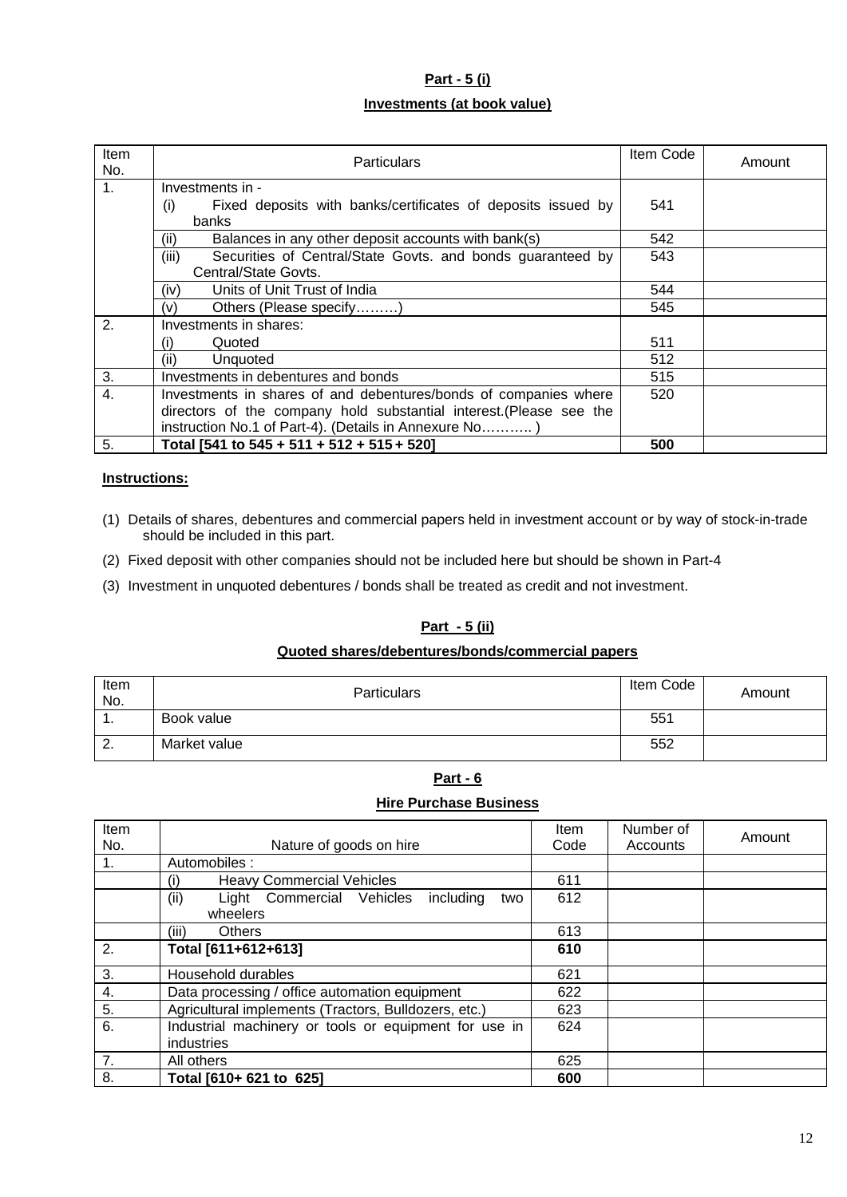## Part - 5 (i)

### Investments (at book value)

| Item No. | Particulars | Item Code | Amount |
|---|---|---|---|
| 1. | Investments in - | | |
| | (i) Fixed deposits with banks/certificates of deposits issued by banks | 541 | |
| | (ii) Balances in any other deposit accounts with bank(s) | 542 | |
| | (iii) Securities of Central/State Govts. and bonds guaranteed by Central/State Govts. | 543 | |
| | (iv) Units of Unit Trust of India | 544 | |
| | (v) Others (Please specify………) | 545 | |
| 2. | Investments in shares: | | |
| | (i) Quoted | 511 | |
| | (ii) Unquoted | 512 | |
| 3. | Investments in debentures and bonds | 515 | |
| 4. | Investments in shares of and debentures/bonds of companies where directors of the company hold substantial interest.(Please see the instruction No.1 of Part-4). (Details in Annexure No……….. ) | 520 | |
| 5. | **Total [541 to 545 + 511 + 512 + 515 + 520]** | **500** | |

**Instructions:**

(1) Details of shares, debentures and commercial papers held in investment account or by way of stock-in-trade should be included in this part.

(2) Fixed deposit with other companies should not be included here but should be shown in Part-4

(3) Investment in unquoted debentures / bonds shall be treated as credit and not investment.

## Part - 5 (ii)

### Quoted shares/debentures/bonds/commercial papers

| Item No. | Particulars | Item Code | Amount |
|---|---|---|---|
| 1. | Book value | 551 | |
| 2. | Market value | 552 | |

## Part - 6

### Hire Purchase Business

| Item No. | Nature of goods on hire | Item Code | Number of Accounts | Amount |
|---|---|---|---|---|
| 1. | Automobiles : | | | |
| | (i) Heavy Commercial Vehicles | 611 | | |
| | (ii) Light Commercial Vehicles including two wheelers | 612 | | |
| | (iii) Others | 613 | | |
| 2. | **Total [611+612+613]** | **610** | | |
| 3. | Household durables | 621 | | |
| 4. | Data processing / office automation equipment | 622 | | |
| 5. | Agricultural implements (Tractors, Bulldozers, etc.) | 623 | | |
| 6. | Industrial machinery or tools or equipment for use in industries | 624 | | |
| 7. | All others | 625 | | |
| 8. | **Total [610+ 621 to 625]** | **600** | | |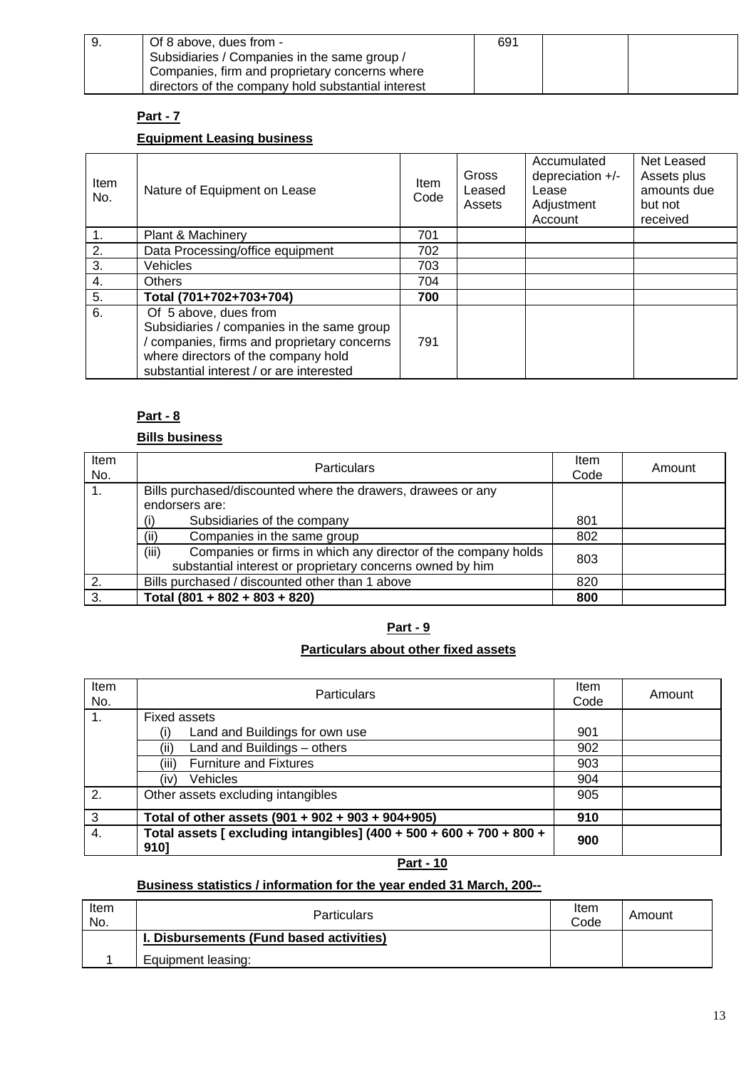| 9. | Of 8 above, dues from - Subsidiaries / Companies in the same group / Companies, firm and proprietary concerns where directors of the company hold substantial interest | 691 | | |
|---|---|---|---|---|

**Part - 7**

**Equipment Leasing business**

| Item No. | Nature of Equipment on Lease | Item Code | Gross Leased Assets | Accumulated depreciation +/- Lease Adjustment Account | Net Leased Assets plus amounts due but not received |
|---|---|---|---|---|---|
| 1. | Plant & Machinery | 701 | | | |
| 2. | Data Processing/office equipment | 702 | | | |
| 3. | Vehicles | 703 | | | |
| 4. | Others | 704 | | | |
| 5. | **Total (701+702+703+704)** | **700** | | | |
| 6. | Of 5 above, dues from Subsidiaries / companies in the same group / companies, firms and proprietary concerns where directors of the company hold substantial interest / or are interested | 791 | | | |

**Part - 8**

**Bills business**

| Item No. | Particulars | Item Code | Amount |
|---|---|---|---|
| 1. | Bills purchased/discounted where the drawers, drawees or any endorsers are: | | |
| | (i) Subsidiaries of the company | 801 | |
| | (ii) Companies in the same group | 802 | |
| | (iii) Companies or firms in which any director of the company holds substantial interest or proprietary concerns owned by him | 803 | |
| 2. | Bills purchased / discounted other than 1 above | 820 | |
| 3. | **Total (801 + 802 + 803 + 820)** | **800** | |

**Part - 9**

**Particulars about other fixed assets**

| Item No. | Particulars | Item Code | Amount |
|---|---|---|---|
| 1. | Fixed assets | | |
| | (i) Land and Buildings for own use | 901 | |
| | (ii) Land and Buildings – others | 902 | |
| | (iii) Furniture and Fixtures | 903 | |
| | (iv) Vehicles | 904 | |
| 2. | Other assets excluding intangibles | 905 | |
| 3 | **Total of other assets (901 + 902 + 903 + 904+905)** | **910** | |
| 4. | **Total assets [ excluding intangibles] (400 + 500 + 600 + 700 + 800 + 910]** | **900** | |

**Part - 10**

**Business statistics / information for the year ended 31 March, 200--**

| Item No. | Particulars | Item Code | Amount |
|---|---|---|---|
| | **I. Disbursements (Fund based activities)** | | |
| 1 | Equipment leasing: | | |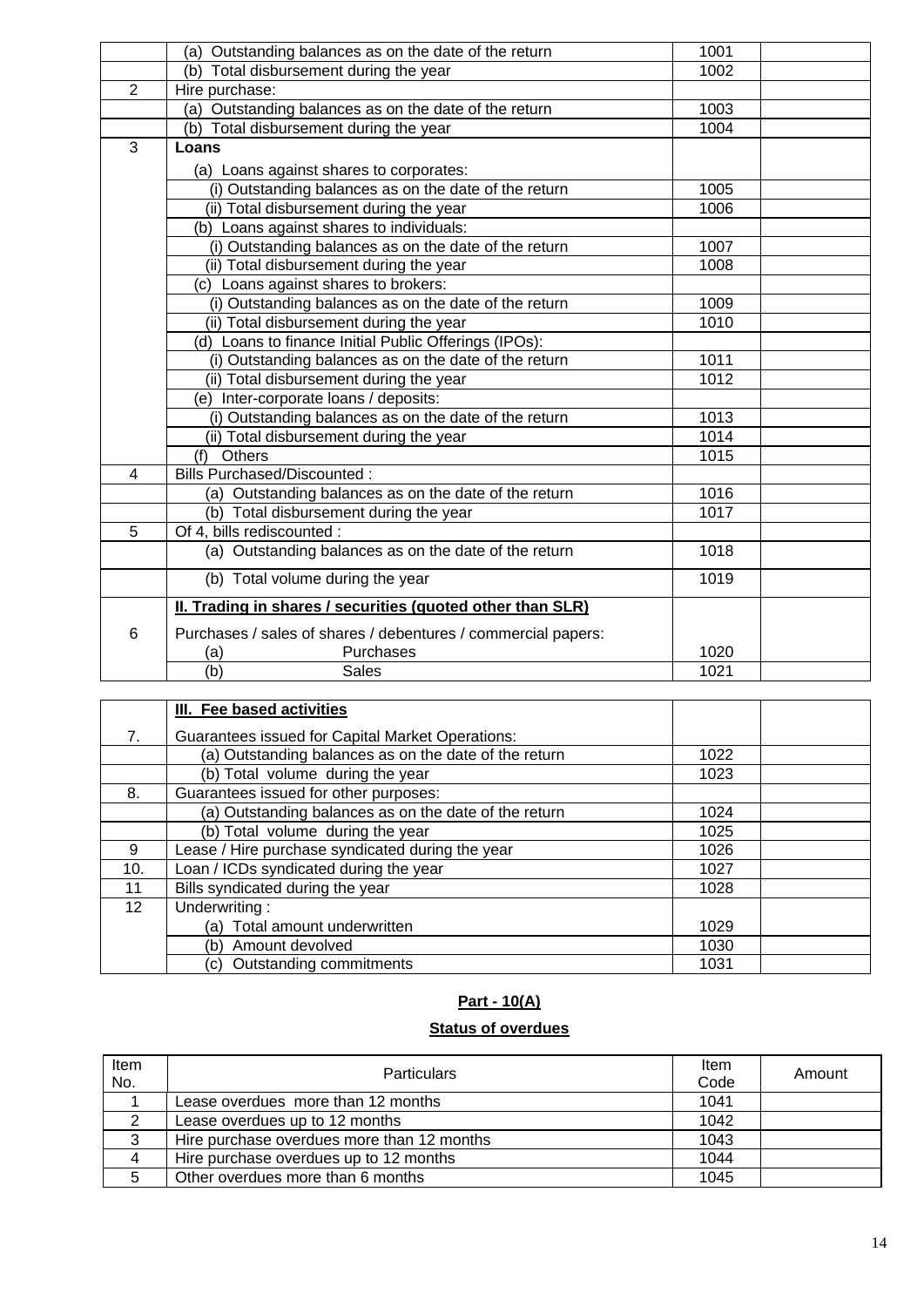| | | | |
|---|---|---|---|
| | (a) Outstanding balances as on the date of the return | 1001 | |
| | (b) Total disbursement during the year | 1002 | |
| 2 | Hire purchase: | | |
| | (a) Outstanding balances as on the date of the return | 1003 | |
| | (b) Total disbursement during the year | 1004 | |
| 3 | **Loans** | | |
| | (a) Loans against shares to corporates: | | |
| | (i) Outstanding balances as on the date of the return | 1005 | |
| | (ii) Total disbursement during the year | 1006 | |
| | (b) Loans against shares to individuals: | | |
| | (i) Outstanding balances as on the date of the return | 1007 | |
| | (ii) Total disbursement during the year | 1008 | |
| | (c) Loans against shares to brokers: | | |
| | (i) Outstanding balances as on the date of the return | 1009 | |
| | (ii) Total disbursement during the year | 1010 | |
| | (d) Loans to finance Initial Public Offerings (IPOs): | | |
| | (i) Outstanding balances as on the date of the return | 1011 | |
| | (ii) Total disbursement during the year | 1012 | |
| | (e) Inter-corporate loans / deposits: | | |
| | (i) Outstanding balances as on the date of the return | 1013 | |
| | (ii) Total disbursement during the year | 1014 | |
| | (f) Others | 1015 | |
| 4 | Bills Purchased/Discounted : | | |
| | (a) Outstanding balances as on the date of the return | 1016 | |
| | (b) Total disbursement during the year | 1017 | |
| 5 | Of 4, bills rediscounted : | | |
| | (a) Outstanding balances as on the date of the return | 1018 | |
| | (b) Total volume during the year | 1019 | |
| | **II. Trading in shares / securities (quoted other than SLR)** | | |
| 6 | Purchases / sales of shares / debentures / commercial papers: | | |
| | (a) Purchases | 1020 | |
| | (b) Sales | 1021 | |

| | | | |
|---|---|---|---|
| | **III. Fee based activities** | | |
| 7. | Guarantees issued for Capital Market Operations: | | |
| | (a) Outstanding balances as on the date of the return | 1022 | |
| | (b) Total volume during the year | 1023 | |
| 8. | Guarantees issued for other purposes: | | |
| | (a) Outstanding balances as on the date of the return | 1024 | |
| | (b) Total volume during the year | 1025 | |
| 9 | Lease / Hire purchase syndicated during the year | 1026 | |
| 10. | Loan / ICDs syndicated during the year | 1027 | |
| 11 | Bills syndicated during the year | 1028 | |
| 12 | Underwriting : | | |
| | (a) Total amount underwritten | 1029 | |
| | (b) Amount devolved | 1030 | |
| | (c) Outstanding commitments | 1031 | |

## Part - 10(A)

### Status of overdues

| Item No. | Particulars | Item Code | Amount |
|---|---|---|---|
| 1 | Lease overdues more than 12 months | 1041 | |
| 2 | Lease overdues up to 12 months | 1042 | |
| 3 | Hire purchase overdues more than 12 months | 1043 | |
| 4 | Hire purchase overdues up to 12 months | 1044 | |
| 5 | Other overdues more than 6 months | 1045 | |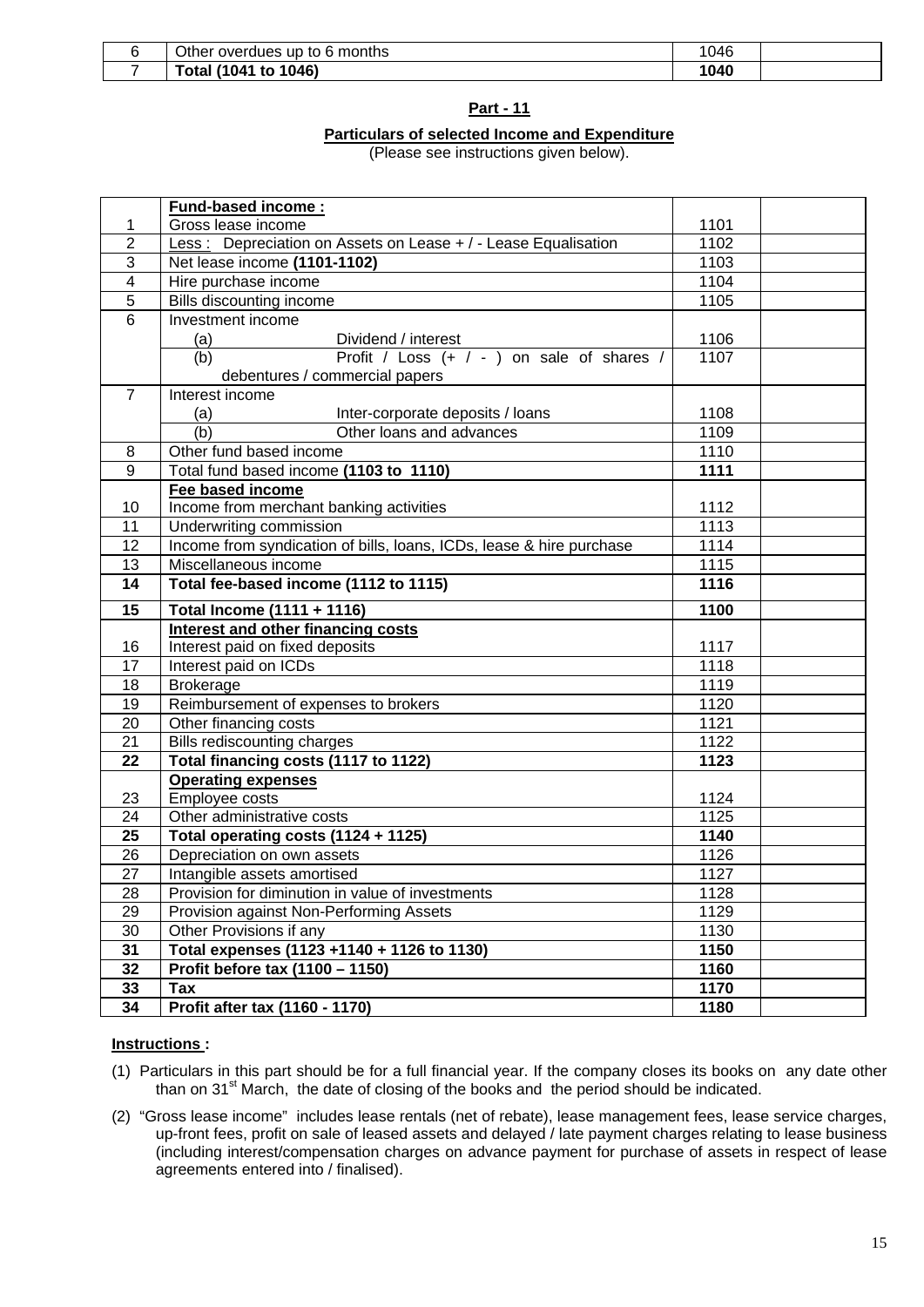| 6 | Other overdues up to 6 months | 1046 | |
|---|---|---|---|
| 7 | **Total (1041 to 1046)** | **1040** | |

## Part - 11

### Particulars of selected Income and Expenditure

(Please see instructions given below).

| | | | |
|---|---|---|---|
| | **Fund-based income :** | | |
| 1 | Gross lease income | 1101 | |
| 2 | Less : Depreciation on Assets on Lease + / - Lease Equalisation | 1102 | |
| 3 | Net lease income **(1101-1102)** | 1103 | |
| 4 | Hire purchase income | 1104 | |
| 5 | Bills discounting income | 1105 | |
| 6 | Investment income | | |
| | (a) Dividend / interest | 1106 | |
| | (b) Profit / Loss (+ / - ) on sale of shares / debentures / commercial papers | 1107 | |
| 7 | Interest income | | |
| | (a) Inter-corporate deposits / loans | 1108 | |
| | (b) Other loans and advances | 1109 | |
| 8 | Other fund based income | 1110 | |
| 9 | Total fund based income **(1103 to 1110)** | **1111** | |
| | **Fee based income** | | |
| 10 | Income from merchant banking activities | 1112 | |
| 11 | Underwriting commission | 1113 | |
| 12 | Income from syndication of bills, loans, ICDs, lease & hire purchase | 1114 | |
| 13 | Miscellaneous income | 1115 | |
| **14** | **Total fee-based income (1112 to 1115)** | **1116** | |
| **15** | **Total Income (1111 + 1116)** | **1100** | |
| | **Interest and other financing costs** | | |
| 16 | Interest paid on fixed deposits | 1117 | |
| 17 | Interest paid on ICDs | 1118 | |
| 18 | Brokerage | 1119 | |
| 19 | Reimbursement of expenses to brokers | 1120 | |
| 20 | Other financing costs | 1121 | |
| 21 | Bills rediscounting charges | 1122 | |
| **22** | **Total financing costs (1117 to 1122)** | **1123** | |
| | **Operating expenses** | | |
| 23 | Employee costs | 1124 | |
| 24 | Other administrative costs | 1125 | |
| **25** | **Total operating costs (1124 + 1125)** | **1140** | |
| 26 | Depreciation on own assets | 1126 | |
| 27 | Intangible assets amortised | 1127 | |
| 28 | Provision for diminution in value of investments | 1128 | |
| 29 | Provision against Non-Performing Assets | 1129 | |
| 30 | Other Provisions if any | 1130 | |
| **31** | **Total expenses (1123 +1140 + 1126 to 1130)** | **1150** | |
| **32** | **Profit before tax (1100 – 1150)** | **1160** | |
| **33** | **Tax** | **1170** | |
| **34** | **Profit after tax (1160 - 1170)** | **1180** | |

**Instructions :**

(1) Particulars in this part should be for a full financial year. If the company closes its books on any date other than on 31st March, the date of closing of the books and the period should be indicated.

(2) "Gross lease income" includes lease rentals (net of rebate), lease management fees, lease service charges, up-front fees, profit on sale of leased assets and delayed / late payment charges relating to lease business (including interest/compensation charges on advance payment for purchase of assets in respect of lease agreements entered into / finalised).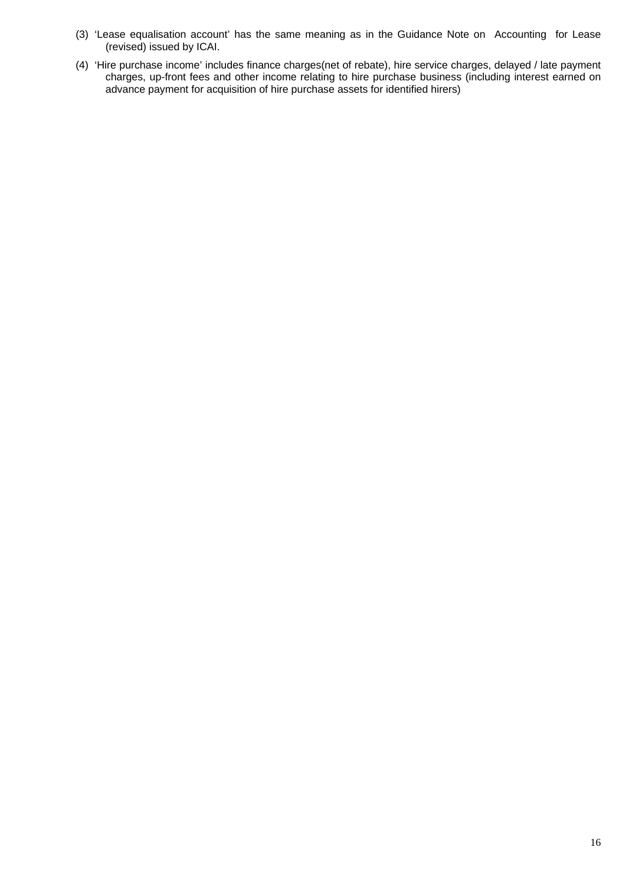(3) 'Lease equalisation account' has the same meaning as in the Guidance Note on Accounting for Lease (revised) issued by ICAI.

(4) 'Hire purchase income' includes finance charges(net of rebate), hire service charges, delayed / late payment charges, up-front fees and other income relating to hire purchase business (including interest earned on advance payment for acquisition of hire purchase assets for identified hirers)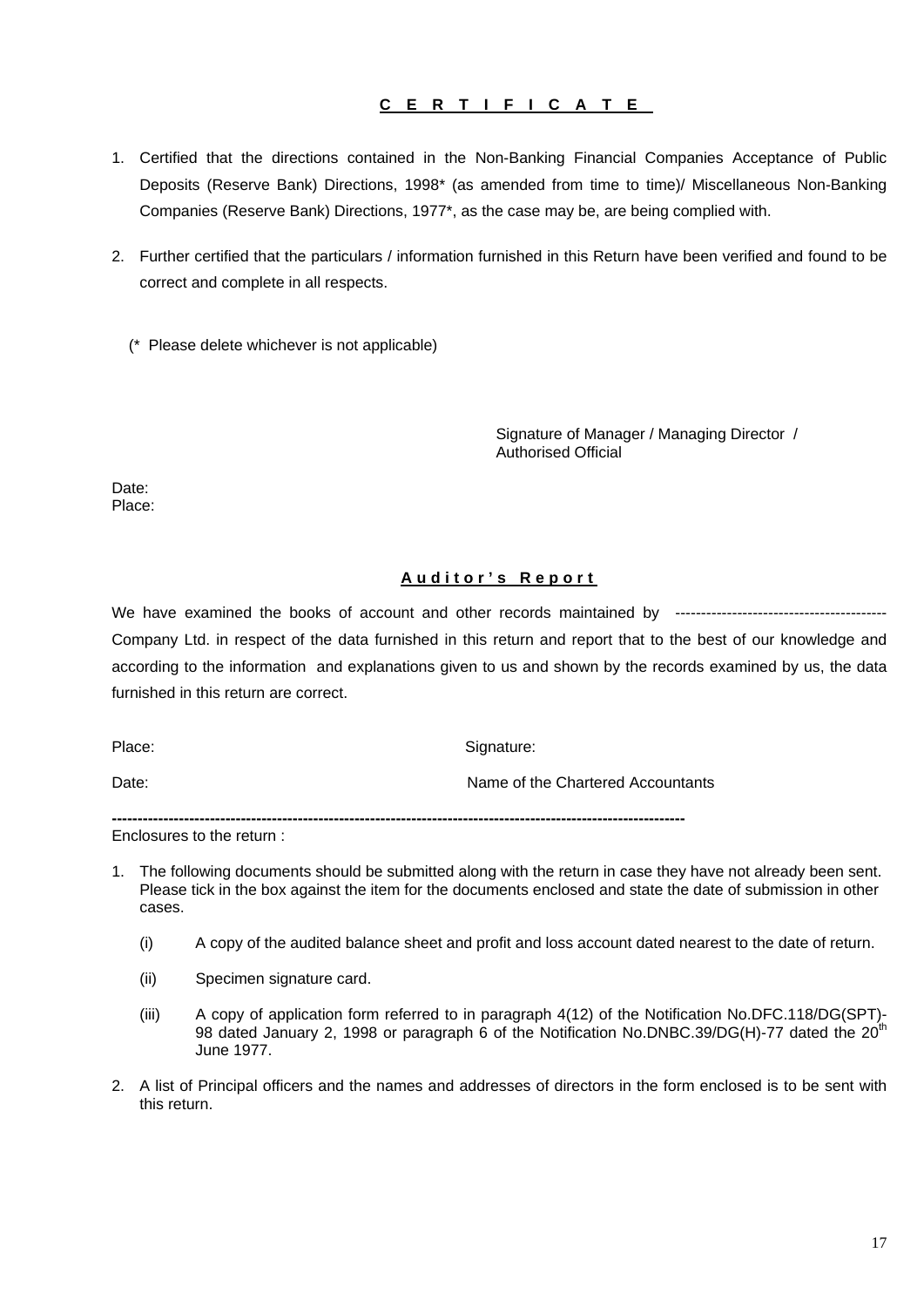## CERTIFICATE

1. Certified that the directions contained in the Non-Banking Financial Companies Acceptance of Public Deposits (Reserve Bank) Directions, 1998* (as amended from time to time)/ Miscellaneous Non-Banking Companies (Reserve Bank) Directions, 1977*, as the case may be, are being complied with.

2. Further certified that the particulars / information furnished in this Return have been verified and found to be correct and complete in all respects.

(* Please delete whichever is not applicable)

Signature of Manager / Managing Director / Authorised Official

Date:
Place:

## Auditor's Report

We have examined the books of account and other records maintained by ---------------------------------------- Company Ltd. in respect of the data furnished in this return and report that to the best of our knowledge and according to the information and explanations given to us and shown by the records examined by us, the data furnished in this return are correct.

Place: Signature:

Date: Name of the Chartered Accountants

---

Enclosures to the return :

1. The following documents should be submitted along with the return in case they have not already been sent. Please tick in the box against the item for the documents enclosed and state the date of submission in other cases.

   (i) A copy of the audited balance sheet and profit and loss account dated nearest to the date of return.

   (ii) Specimen signature card.

   (iii) A copy of application form referred to in paragraph 4(12) of the Notification No.DFC.118/DG(SPT)-98 dated January 2, 1998 or paragraph 6 of the Notification No.DNBC.39/DG(H)-77 dated the 20th June 1977.

2. A list of Principal officers and the names and addresses of directors in the form enclosed is to be sent with this return.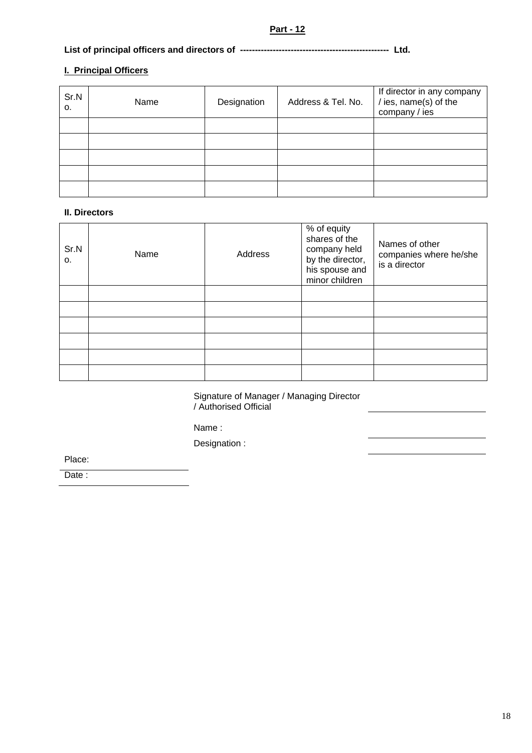**Part - 12**

**List of principal officers and directors of -------------------------------------------------- Ltd.**

**I. Principal Officers**

| Sr.No. | Name | Designation | Address & Tel. No. | If director in any company / ies, name(s) of the company / ies |
|---|---|---|---|---|
| | | | | |
| | | | | |
| | | | | |
| | | | | |
| | | | | |

**II. Directors**

| Sr.No. | Name | Address | % of equity shares of the company held by the director, his spouse and minor children | Names of other companies where he/she is a director |
|---|---|---|---|---|
| | | | | |
| | | | | |
| | | | | |
| | | | | |
| | | | | |
| | | | | |

Signature of Manager / Managing Director / Authorised Official ______________________

Name : ______________________

Designation : ______________________

Place: ______________________

Date : ______________________